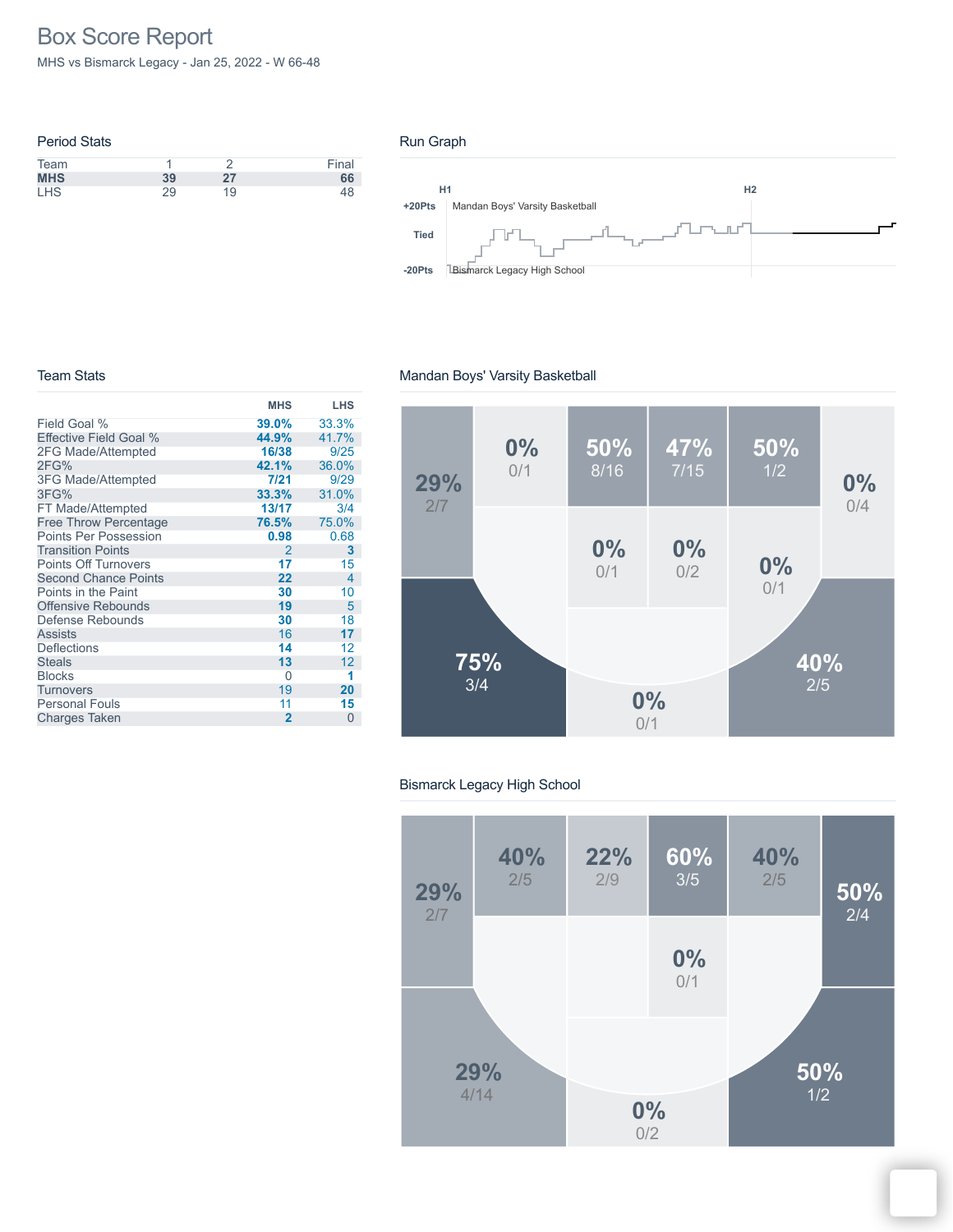# Box Score Report

MHS vs Bismarck Legacy - Jan 25, 2022 - W 66-48

## Period Stats

| Team | 1 | 2 | Final |
|---|---|---|---|
| **MHS** | **39** | **27** | **66** |
| LHS | 29 | 19 | 48 |

## Run Graph

H1 H2

+20Pts Mandan Boys' Varsity Basketball

Tied

-20Pts Bismarck Legacy High School

## Team Stats

| | MHS | LHS |
|---|---|---|
| Field Goal % | **39.0%** | 33.3% |
| Effective Field Goal % | **44.9%** | 41.7% |
| 2FG Made/Attempted | **16/38** | 9/25 |
| 2FG% | **42.1%** | 36.0% |
| 3FG Made/Attempted | **7/21** | 9/29 |
| 3FG% | **33.3%** | 31.0% |
| FT Made/Attempted | **13/17** | 3/4 |
| Free Throw Percentage | **76.5%** | 75.0% |
| Points Per Possession | **0.98** | 0.68 |
| Transition Points | 2 | **3** |
| Points Off Turnovers | **17** | 15 |
| Second Chance Points | **22** | 4 |
| Points in the Paint | **30** | 10 |
| Offensive Rebounds | **19** | 5 |
| Defense Rebounds | **30** | 18 |
| Assists | 16 | **17** |
| Deflections | **14** | 12 |
| Steals | **13** | 12 |
| Blocks | 0 | **1** |
| Turnovers | 19 | **20** |
| Personal Fouls | 11 | **15** |
| Charges Taken | **2** | 0 |

## Mandan Boys' Varsity Basketball

29% 2/7
0% 0/1
50% 8/16
47% 7/15
50% 1/2
0% 0/4
0% 0/1
0% 0/2
0% 0/1
75% 3/4
0% 0/1
40% 2/5

## Bismarck Legacy High School

29% 2/7
40% 2/5
22% 2/9
60% 3/5
40% 2/5
50% 2/4
0% 0/1
29% 4/14
0% 0/2
50% 1/2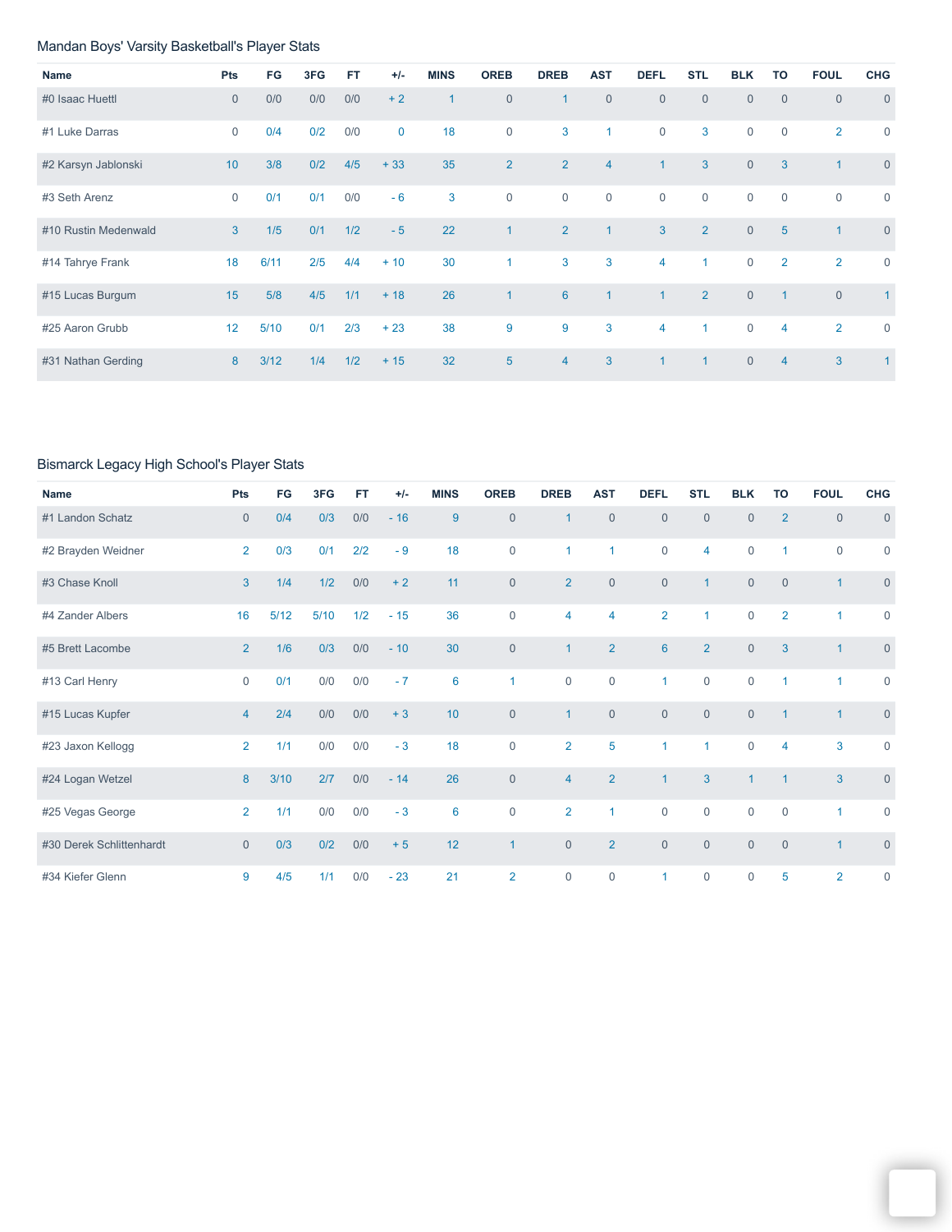Mandan Boys' Varsity Basketball's Player Stats

| Name | Pts | FG | 3FG | FT | +/- | MINS | OREB | DREB | AST | DEFL | STL | BLK | TO | FOUL | CHG |
|---|---|---|---|---|---|---|---|---|---|---|---|---|---|---|---|
| #0 Isaac Huettl | 0 | 0/0 | 0/0 | 0/0 | + 2 | 1 | 0 | 1 | 0 | 0 | 0 | 0 | 0 | 0 | 0 |
| #1 Luke Darras | 0 | 0/4 | 0/2 | 0/0 | 0 | 18 | 0 | 3 | 1 | 0 | 3 | 0 | 0 | 2 | 0 |
| #2 Karsyn Jablonski | 10 | 3/8 | 0/2 | 4/5 | + 33 | 35 | 2 | 2 | 4 | 1 | 3 | 0 | 3 | 1 | 0 |
| #3 Seth Arenz | 0 | 0/1 | 0/1 | 0/0 | - 6 | 3 | 0 | 0 | 0 | 0 | 0 | 0 | 0 | 0 | 0 |
| #10 Rustin Medenwald | 3 | 1/5 | 0/1 | 1/2 | - 5 | 22 | 1 | 2 | 1 | 3 | 2 | 0 | 5 | 1 | 0 |
| #14 Tahrye Frank | 18 | 6/11 | 2/5 | 4/4 | + 10 | 30 | 1 | 3 | 3 | 4 | 1 | 0 | 2 | 2 | 0 |
| #15 Lucas Burgum | 15 | 5/8 | 4/5 | 1/1 | + 18 | 26 | 1 | 6 | 1 | 1 | 2 | 0 | 1 | 0 | 1 |
| #25 Aaron Grubb | 12 | 5/10 | 0/1 | 2/3 | + 23 | 38 | 9 | 9 | 3 | 4 | 1 | 0 | 4 | 2 | 0 |
| #31 Nathan Gerding | 8 | 3/12 | 1/4 | 1/2 | + 15 | 32 | 5 | 4 | 3 | 1 | 1 | 0 | 4 | 3 | 1 |

Bismarck Legacy High School's Player Stats

| Name | Pts | FG | 3FG | FT | +/- | MINS | OREB | DREB | AST | DEFL | STL | BLK | TO | FOUL | CHG |
|---|---|---|---|---|---|---|---|---|---|---|---|---|---|---|---|
| #1 Landon Schatz | 0 | 0/4 | 0/3 | 0/0 | - 16 | 9 | 0 | 1 | 0 | 0 | 0 | 0 | 2 | 0 | 0 |
| #2 Brayden Weidner | 2 | 0/3 | 0/1 | 2/2 | - 9 | 18 | 0 | 1 | 1 | 0 | 4 | 0 | 1 | 0 | 0 |
| #3 Chase Knoll | 3 | 1/4 | 1/2 | 0/0 | + 2 | 11 | 0 | 2 | 0 | 0 | 1 | 0 | 0 | 1 | 0 |
| #4 Zander Albers | 16 | 5/12 | 5/10 | 1/2 | - 15 | 36 | 0 | 4 | 4 | 2 | 1 | 0 | 2 | 1 | 0 |
| #5 Brett Lacombe | 2 | 1/6 | 0/3 | 0/0 | - 10 | 30 | 0 | 1 | 2 | 6 | 2 | 0 | 3 | 1 | 0 |
| #13 Carl Henry | 0 | 0/1 | 0/0 | 0/0 | - 7 | 6 | 1 | 0 | 0 | 1 | 0 | 0 | 1 | 1 | 0 |
| #15 Lucas Kupfer | 4 | 2/4 | 0/0 | 0/0 | + 3 | 10 | 0 | 1 | 0 | 0 | 0 | 0 | 1 | 1 | 0 |
| #23 Jaxon Kellogg | 2 | 1/1 | 0/0 | 0/0 | - 3 | 18 | 0 | 2 | 5 | 1 | 1 | 0 | 4 | 3 | 0 |
| #24 Logan Wetzel | 8 | 3/10 | 2/7 | 0/0 | - 14 | 26 | 0 | 4 | 2 | 1 | 3 | 1 | 1 | 3 | 0 |
| #25 Vegas George | 2 | 1/1 | 0/0 | 0/0 | - 3 | 6 | 0 | 2 | 1 | 0 | 0 | 0 | 0 | 1 | 0 |
| #30 Derek Schlittenhardt | 0 | 0/3 | 0/2 | 0/0 | + 5 | 12 | 1 | 0 | 2 | 0 | 0 | 0 | 0 | 1 | 0 |
| #34 Kiefer Glenn | 9 | 4/5 | 1/1 | 0/0 | - 23 | 21 | 2 | 0 | 0 | 1 | 0 | 0 | 5 | 2 | 0 |